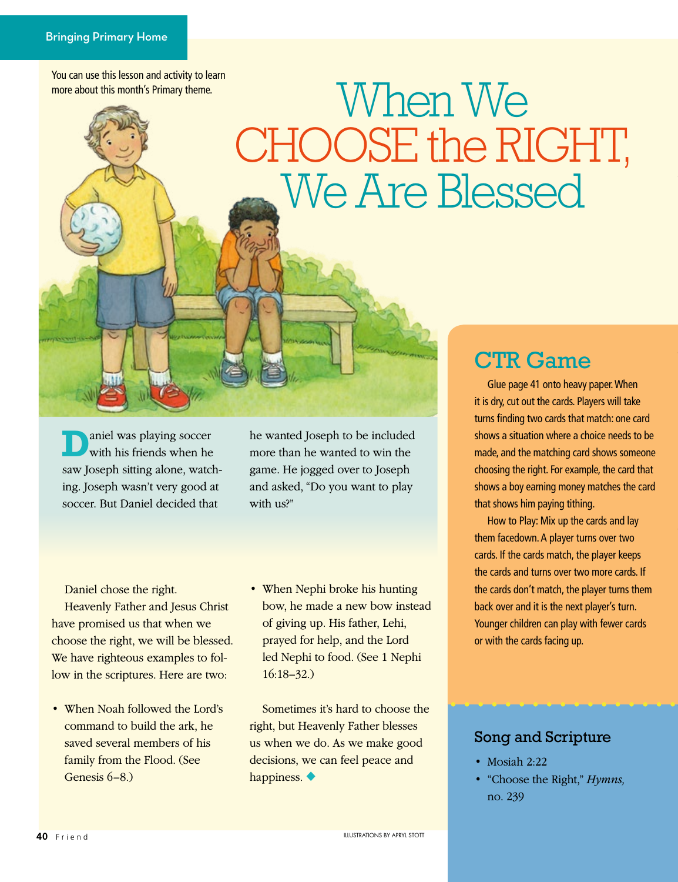Bringing Primary Home

You can use this lesson and activity to learn more about this month's Primary theme.

# When We CHOOSE the RIGHT, We Are Blessed

Daniel was playing soccer with his friends when he saw Joseph sitting alone, watching. Joseph wasn't very good at soccer. But Daniel decided that he wanted Joseph to be included more than he wanted to win the game. He jogged over to Joseph and asked, "Do you want to play with us?"

Daniel chose the right.

Heavenly Father and Jesus Christ have promised us that when we choose the right, we will be blessed. We have righteous examples to follow in the scriptures. Here are two:

- When Noah followed the Lord's command to build the ark, he saved several members of his family from the Flood. (See Genesis 6–8.)
- When Nephi broke his hunting bow, he made a new bow instead of giving up. His father, Lehi, prayed for help, and the Lord led Nephi to food. (See 1 Nephi 16:18–32.)

Sometimes it's hard to choose the right, but Heavenly Father blesses us when we do. As we make good decisions, we can feel peace and happiness. ◆

## CTR Game

Glue page 41 onto heavy paper. When it is dry, cut out the cards. Players will take turns finding two cards that match: one card shows a situation where a choice needs to be made, and the matching card shows someone choosing the right. For example, the card that shows a boy earning money matches the card that shows him paying tithing.

How to Play: Mix up the cards and lay them facedown. A player turns over two cards. If the cards match, the player keeps the cards and turns over two more cards. If the cards don't match, the player turns them back over and it is the next player's turn. Younger children can play with fewer cards or with the cards facing up.

## Song and Scripture

- Mosiah 2:22
- "Choose the Right," *Hymns,* no. 239

ILLUSTRATIONS BY APRYL STOTT